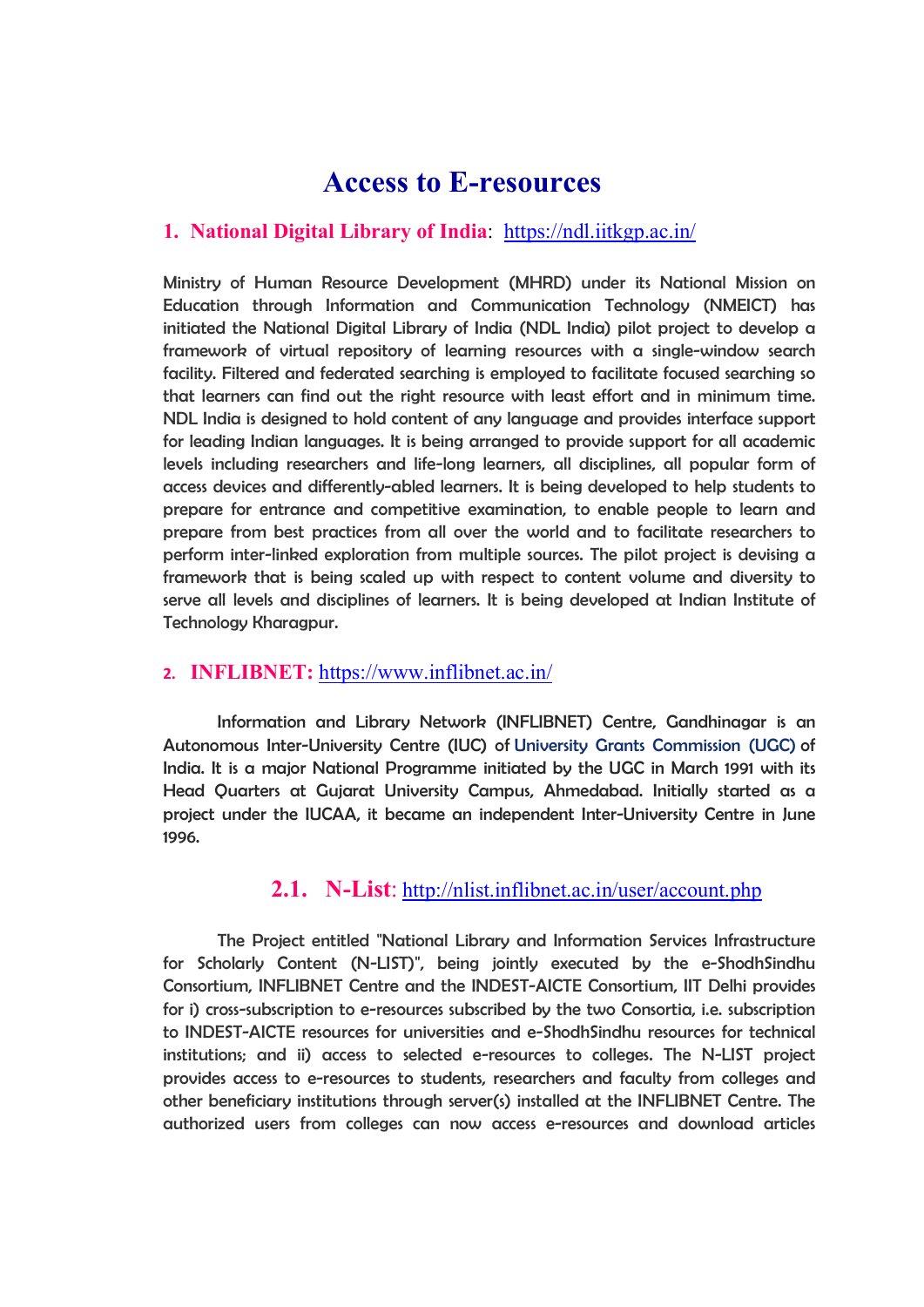# Access to E-resources

## 1. National Digital Library of India: https://ndl.iitkgp.ac.in/

Ministry of Human Resource Development (MHRD) under its National Mission on Education through Information and Communication Technology (NMEICT) has initiated the National Digital Library of India (NDL India) pilot project to develop a framework of virtual repository of learning resources with a single-window search facility. Filtered and federated searching is employed to facilitate focused searching so that learners can find out the right resource with least effort and in minimum time. NDL India is designed to hold content of any language and provides interface support for leading Indian languages. It is being arranged to provide support for all academic levels including researchers and life-long learners, all disciplines, all popular form of access devices and differently-abled learners. It is being developed to help students to prepare for entrance and competitive examination, to enable people to learn and prepare from best practices from all over the world and to facilitate researchers to perform inter-linked exploration from multiple sources. The pilot project is devising a framework that is being scaled up with respect to content volume and diversity to serve all levels and disciplines of learners. It is being developed at Indian Institute of Technology Kharagpur.

## 2. INFLIBNET: https://www.inflibnet.ac.in/

Information and Library Network (INFLIBNET) Centre, Gandhinagar is an Autonomous Inter-University Centre (IUC) of University Grants Commission (UGC) of India. It is a major National Programme initiated by the UGC in March 1991 with its Head Quarters at Gujarat University Campus, Ahmedabad. Initially started as a project under the IUCAA, it became an independent Inter-University Centre in June 1996.

### 2.1. N-List: http://nlist.inflibnet.ac.in/user/account.php

The Project entitled "National Library and Information Services Infrastructure for Scholarly Content (N-LIST)", being jointly executed by the e-ShodhSindhu Consortium, INFLIBNET Centre and the INDEST-AICTE Consortium, IIT Delhi provides for i) cross-subscription to e-resources subscribed by the two Consortia, i.e. subscription to INDEST-AICTE resources for universities and e-ShodhSindhu resources for technical institutions; and ii) access to selected e-resources to colleges. The N-LIST project provides access to e-resources to students, researchers and faculty from colleges and other beneficiary institutions through server(s) installed at the INFLIBNET Centre. The authorized users from colleges can now access e-resources and download articles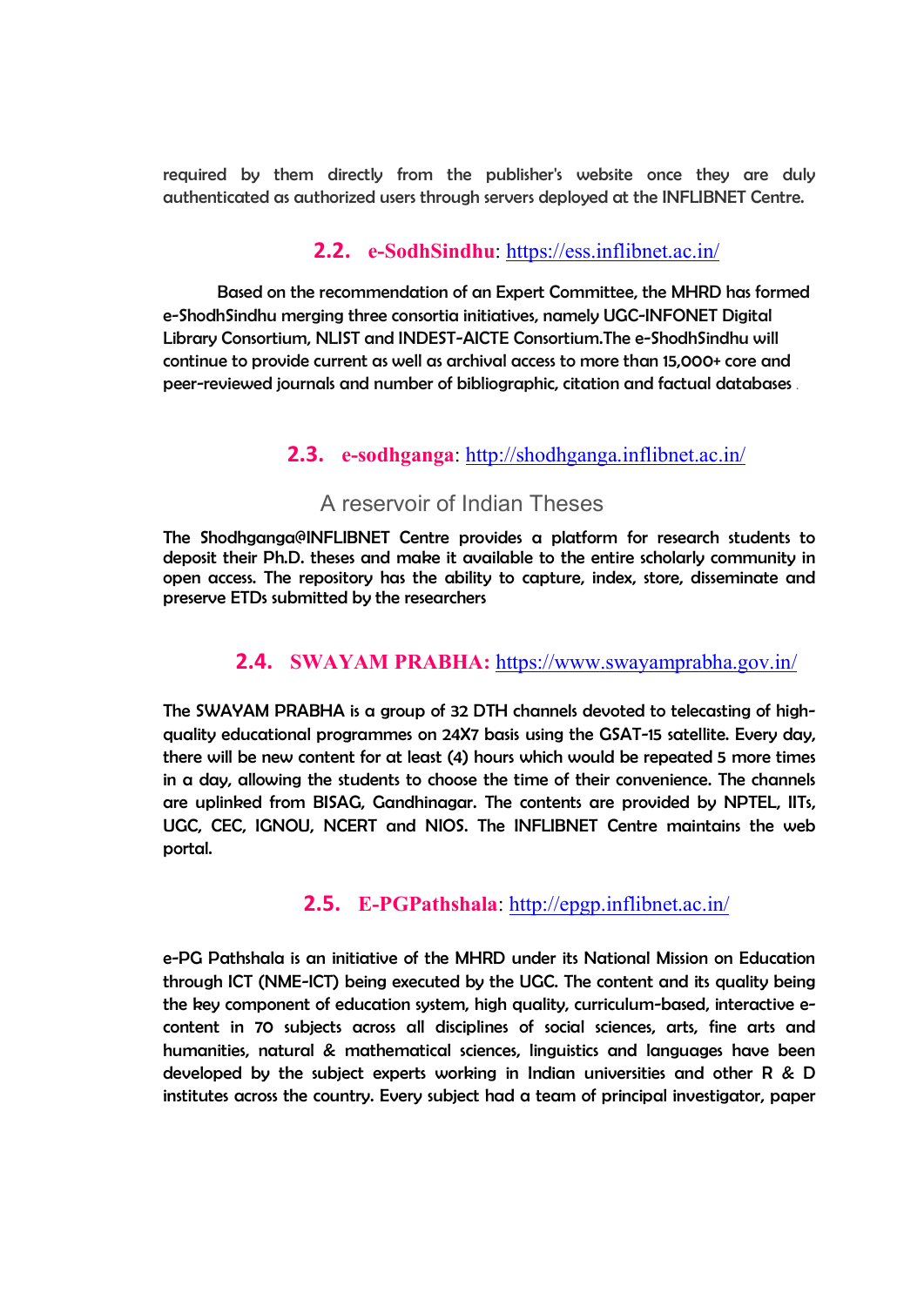required by them directly from the publisher's website once they are duly authenticated as authorized users through servers deployed at the INFLIBNET Centre.

## 2.2. e-SodhSindhu: https://ess.inflibnet.ac.in/

Based on the recommendation of an Expert Committee, the MHRD has formed e-ShodhSindhu merging three consortia initiatives, namely UGC-INFONET Digital Library Consortium, NLIST and INDEST-AICTE Consortium.The e-ShodhSindhu will continue to provide current as well as archival access to more than 15,000+ core and peer-reviewed journals and number of bibliographic, citation and factual databases .

## 2.3. e-sodhganga: http://shodhganga.inflibnet.ac.in/

A reservoir of Indian Theses

The Shodhganga@INFLIBNET Centre provides a platform for research students to deposit their Ph.D. theses and make it available to the entire scholarly community in open access. The repository has the ability to capture, index, store, disseminate and preserve ETDs submitted by the researchers

## 2.4. SWAYAM PRABHA: https://www.swayamprabha.gov.in/

The SWAYAM PRABHA is a group of 32 DTH channels devoted to telecasting of high-quality educational programmes on 24X7 basis using the GSAT-15 satellite. Every day, there will be new content for at least (4) hours which would be repeated 5 more times in a day, allowing the students to choose the time of their convenience. The channels are uplinked from BISAG, Gandhinagar. The contents are provided by NPTEL, IITs, UGC, CEC, IGNOU, NCERT and NIOS. The INFLIBNET Centre maintains the web portal.

## 2.5. E-PGPathshala: http://epgp.inflibnet.ac.in/

e-PG Pathshala is an initiative of the MHRD under its National Mission on Education through ICT (NME-ICT) being executed by the UGC. The content and its quality being the key component of education system, high quality, curriculum-based, interactive e-content in 70 subjects across all disciplines of social sciences, arts, fine arts and humanities, natural & mathematical sciences, linguistics and languages have been developed by the subject experts working in Indian universities and other R & D institutes across the country. Every subject had a team of principal investigator, paper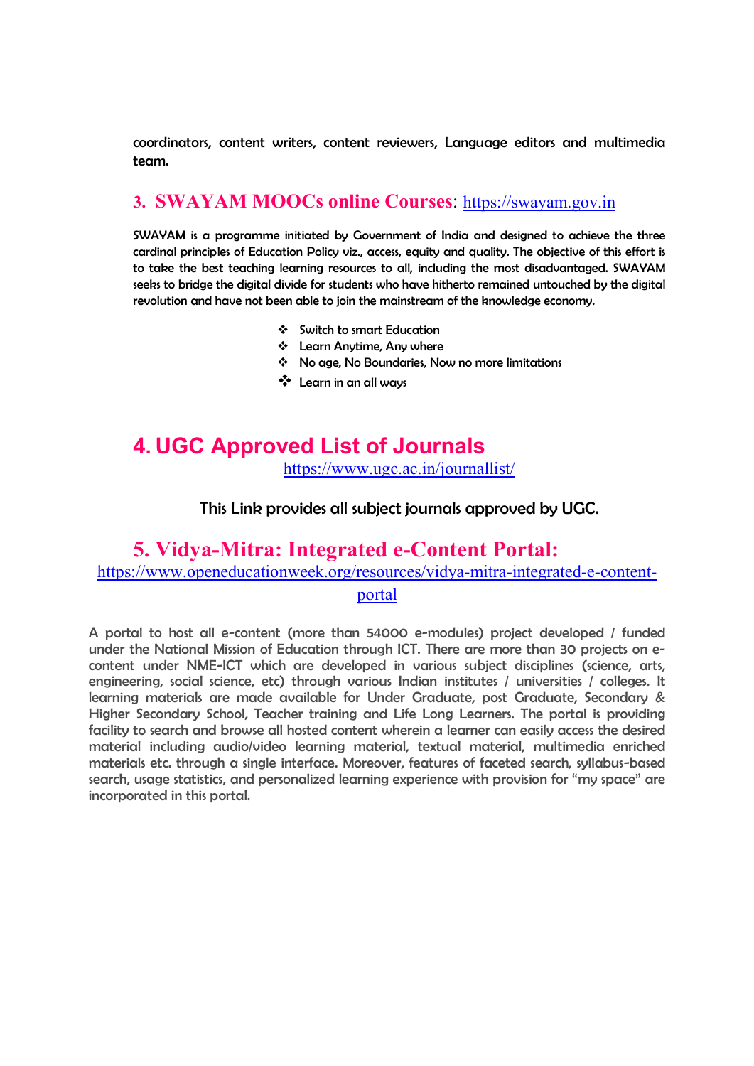coordinators, content writers, content reviewers, Language editors and multimedia team.

## 3. SWAYAM MOOCs online Courses: https://swayam.gov.in

SWAYAM is a programme initiated by Government of India and designed to achieve the three cardinal principles of Education Policy viz., access, equity and quality. The objective of this effort is to take the best teaching learning resources to all, including the most disadvantaged. SWAYAM seeks to bridge the digital divide for students who have hitherto remained untouched by the digital revolution and have not been able to join the mainstream of the knowledge economy.

- Switch to smart Education
- Learn Anytime, Any where
- No age, No Boundaries, Now no more limitations
- Learn in an all ways

## 4. UGC Approved List of Journals

https://www.ugc.ac.in/journallist/

This Link provides all subject journals approved by UGC.

## 5. Vidya-Mitra: Integrated e-Content Portal:

https://www.openeducationweek.org/resources/vidya-mitra-integrated-e-content-portal

A portal to host all e-content (more than 54000 e-modules) project developed / funded under the National Mission of Education through ICT. There are more than 30 projects on e-content under NME-ICT which are developed in various subject disciplines (science, arts, engineering, social science, etc) through various Indian institutes / universities / colleges. It learning materials are made available for Under Graduate, post Graduate, Secondary & Higher Secondary School, Teacher training and Life Long Learners. The portal is providing facility to search and browse all hosted content wherein a learner can easily access the desired material including audio/video learning material, textual material, multimedia enriched materials etc. through a single interface. Moreover, features of faceted search, syllabus-based search, usage statistics, and personalized learning experience with provision for "my space" are incorporated in this portal.